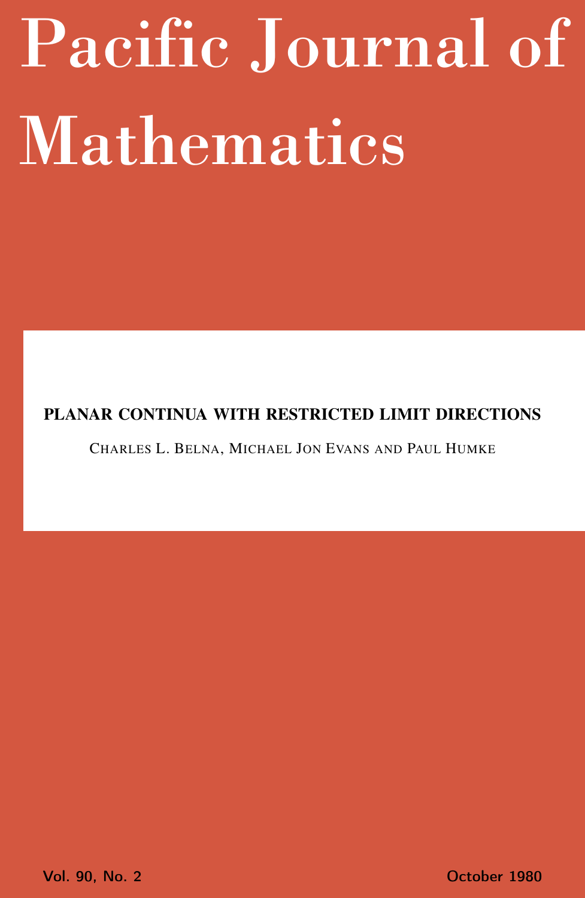# Pacific Journal of Mathematics

## PLANAR CONTINUA WITH RESTRICTED LIMIT DIRECTIONS

CHARLES L. BELNA, MICHAEL JON EVANS AND PAUL HUMKE

Vol. 90, No. 2 October 1980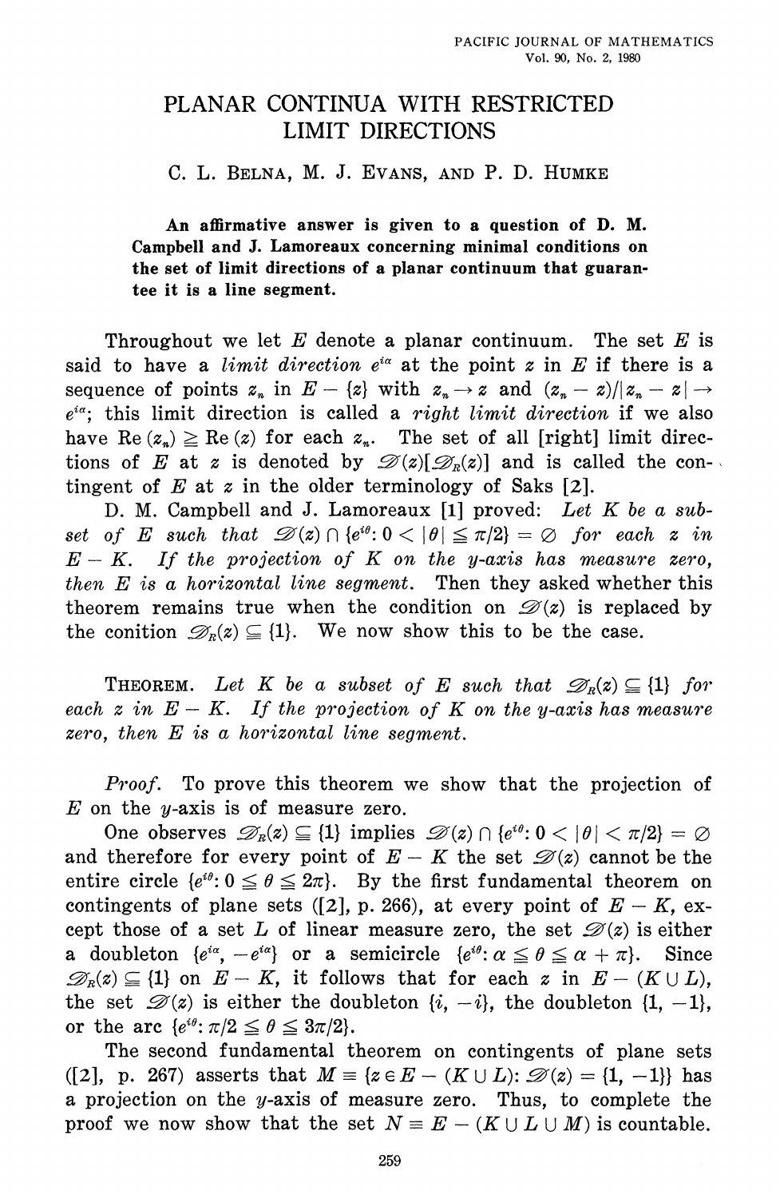# PLANAR CONTINUA WITH RESTRICTED LIMIT DIRECTIONS

C. L. BELNA, M. J. EVANS, AND P. D. HUMKE

**An affirmative answer is given to a question of D. M. Campbell and J. Lamoreaux concerning minimal conditions on the set of limit directions of a planar continuum that guarantee it is a line segment.**

Throughout we let $E$ denote a planar continuum. The set $E$ is said to have a *limit direction* $e^{i\alpha}$ at the point $z$ in $E$ if there is a sequence of points $z_n$ in $E - \{z\}$ with $z_n \to z$ and $(z_n - z)/|z_n - z| \to e^{i\alpha}$; this limit direction is called a *right limit direction* if we also have $\mathrm{Re}(z_n) \geqq \mathrm{Re}(z)$ for each $z_n$. The set of all [right] limit directions of $E$ at $z$ is denoted by $\mathscr{D}(z)[\mathscr{D}_R(z)]$ and is called the contingent of $E$ at $z$ in the older terminology of Saks [2].

D. M. Campbell and J. Lamoreaux [1] proved: *Let $K$ be a subset of $E$ such that $\mathscr{D}(z) \cap \{e^{i\theta}: 0 < |\theta| \leqq \pi/2\} = \varnothing$ for each $z$ in $E - K$. If the projection of $K$ on the $y$-axis has measure zero, then $E$ is a horizontal line segment.* Then they asked whether this theorem remains true when the condition on $\mathscr{D}(z)$ is replaced by the conition $\mathscr{D}_R(z) \subseteqq \{1\}$. We now show this to be the case.

THEOREM. *Let $K$ be a subset of $E$ such that $\mathscr{D}_R(z) \subseteqq \{1\}$ for each $z$ in $E - K$. If the projection of $K$ on the $y$-axis has measure zero, then $E$ is a horizontal line segment.*

*Proof.* To prove this theorem we show that the projection of $E$ on the $y$-axis is of measure zero.

One observes $\mathscr{D}_R(z) \subseteqq \{1\}$ implies $\mathscr{D}(z) \cap \{e^{i\theta}: 0 < |\theta| < \pi/2\} = \varnothing$ and therefore for every point of $E - K$ the set $\mathscr{D}(z)$ cannot be the entire circle $\{e^{i\theta}: 0 \leqq \theta \leqq 2\pi\}$. By the first fundamental theorem on contingents of plane sets ([2], p. 266), at every point of $E - K$, except those of a set $L$ of linear measure zero, the set $\mathscr{D}(z)$ is either a doubleton $\{e^{i\alpha}, -e^{i\alpha}\}$ or a semicircle $\{e^{i\theta}: \alpha \leqq \theta \leqq \alpha + \pi\}$. Since $\mathscr{D}_R(z) \subseteqq \{1\}$ on $E - K$, it follows that for each $z$ in $E - (K \cup L)$, the set $\mathscr{D}(z)$ is either the doubleton $\{i, -i\}$, the doubleton $\{1, -1\}$, or the arc $\{e^{i\theta}: \pi/2 \leqq \theta \leqq 3\pi/2\}$.

The second fundamental theorem on contingents of plane sets ([2], p. 267) asserts that $M \equiv \{z \in E - (K \cup L): \mathscr{D}(z) = \{1, -1\}\}$ has a projection on the $y$-axis of measure zero. Thus, to complete the proof we now show that the set $N \equiv E - (K \cup L \cup M)$ is countable.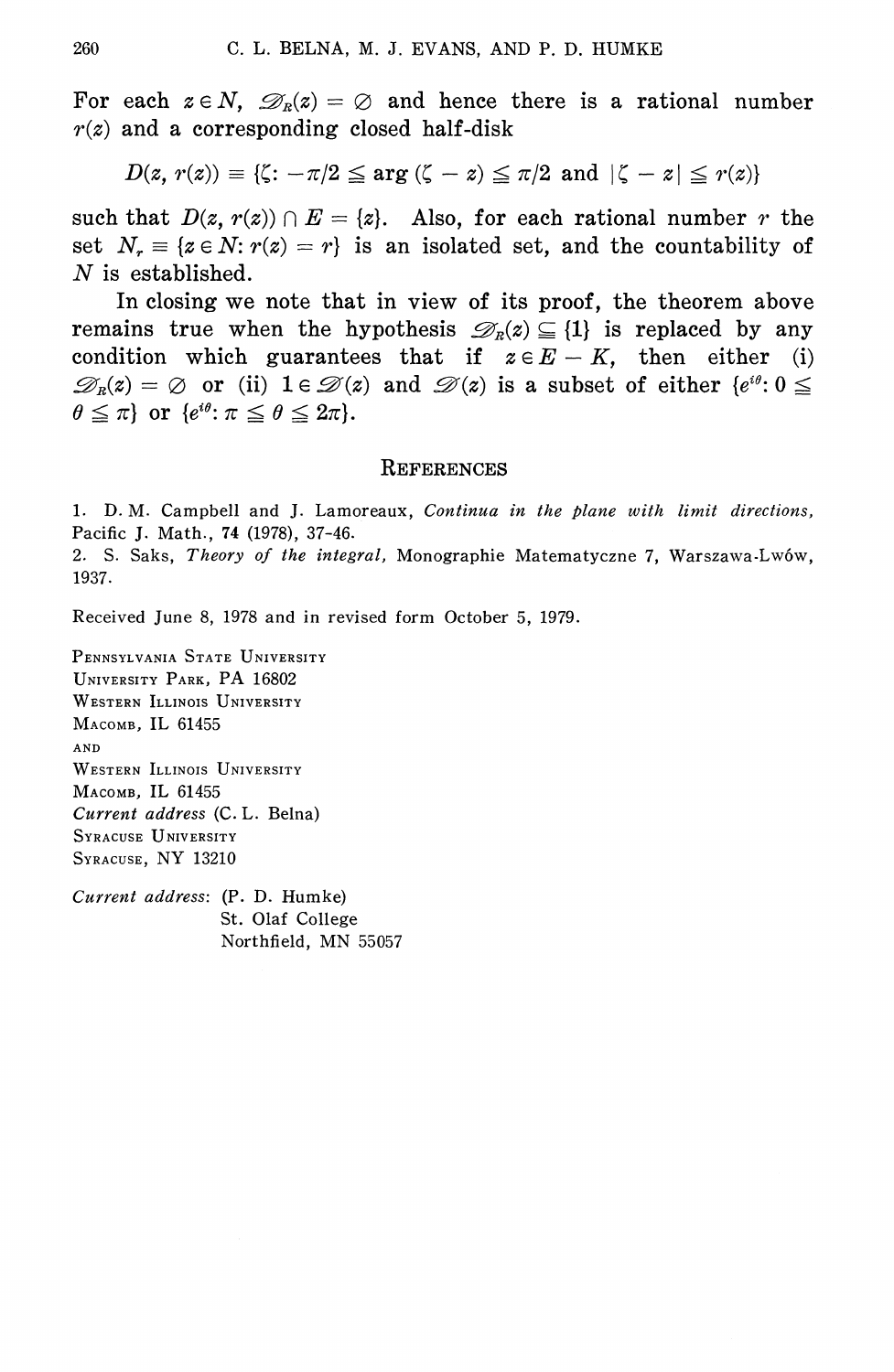For each $z \in N$, $\mathscr{D}_R(z) = \varnothing$ and hence there is a rational number $r(z)$ and a corresponding closed half-disk

$$D(z, r(z)) \equiv \{\zeta: -\pi/2 \leqq \arg(\zeta - z) \leqq \pi/2 \text{ and } |\zeta - z| \leqq r(z)\}$$

such that $D(z, r(z)) \cap E = \{z\}$. Also, for each rational number $r$ the set $N_r \equiv \{z \in N: r(z) = r\}$ is an isolated set, and the countability of $N$ is established.

In closing we note that in view of its proof, the theorem above remains true when the hypothesis $\mathscr{D}_R(z) \subsetneqq \{1\}$ is replaced by any condition which guarantees that if $z \in E - K$, then either (i) $\mathscr{D}_R(z) = \varnothing$ or (ii) $1 \in \mathscr{D}(z)$ and $\mathscr{D}(z)$ is a subset of either $\{e^{i\theta}: 0 \leqq \theta \leqq \pi\}$ or $\{e^{i\theta}: \pi \leqq \theta \leqq 2\pi\}$.

## REFERENCES

1. D. M. Campbell and J. Lamoreaux, *Continua in the plane with limit directions*, Pacific J. Math., **74** (1978), 37-46.
2. S. Saks, *Theory of the integral*, Monographie Matematyczne 7, Warszawa-Lwów, 1937.

Received June 8, 1978 and in revised form October 5, 1979.

PENNSYLVANIA STATE UNIVERSITY
UNIVERSITY PARK, PA 16802
WESTERN ILLINOIS UNIVERSITY
MACOMB, IL 61455
AND
WESTERN ILLINOIS UNIVERSITY
MACOMB, IL 61455
*Current address* (C. L. Belna)
SYRACUSE UNIVERSITY
SYRACUSE, NY 13210

*Current address*: (P. D. Humke)
St. Olaf College
Northfield, MN 55057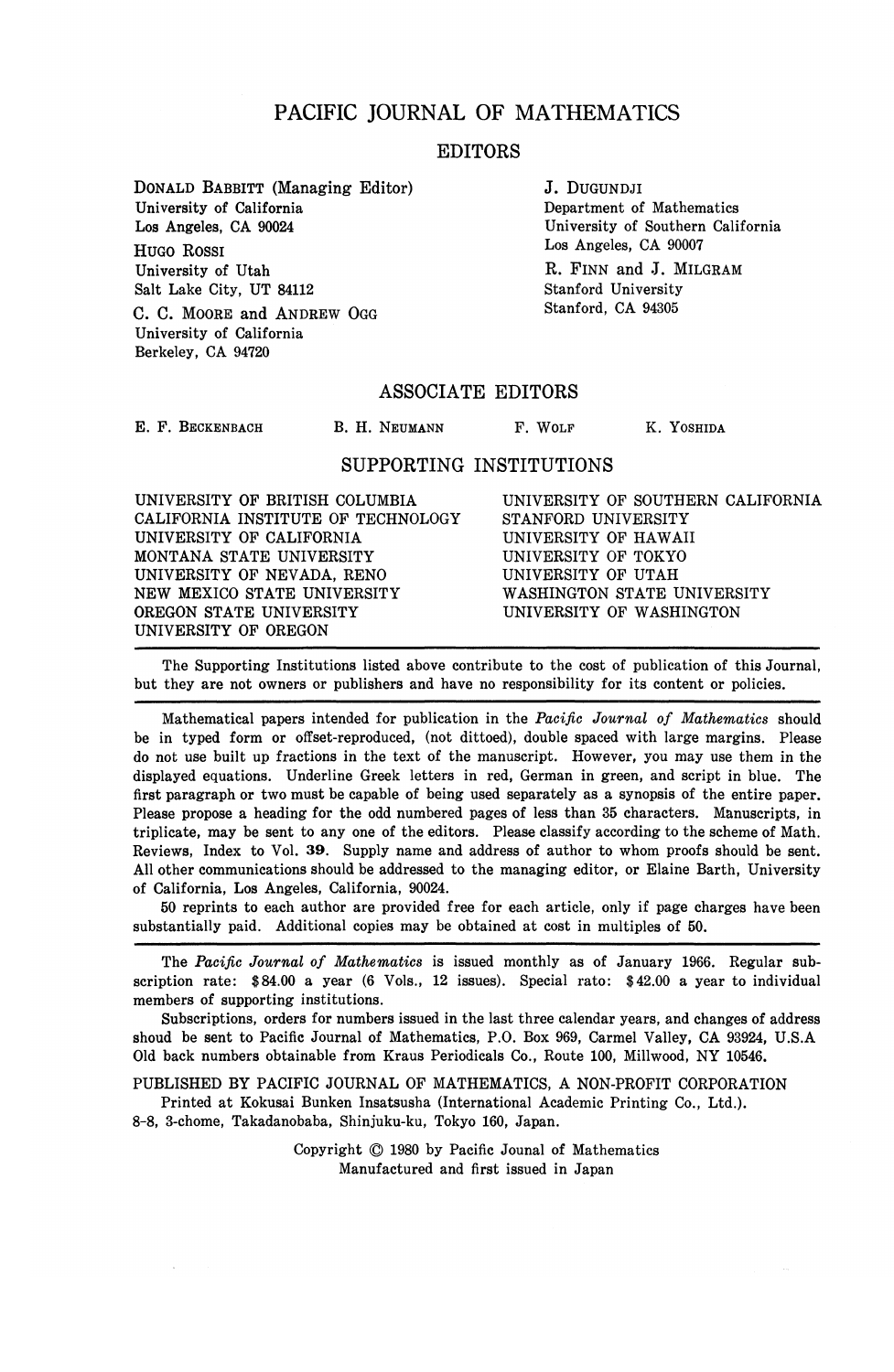# PACIFIC JOURNAL OF MATHEMATICS

## EDITORS

DONALD BABBITT (Managing Editor)
University of California
Los Angeles, CA 90024

HUGO ROSSI
University of Utah
Salt Lake City, UT 84112

C. C. MOORE and ANDREW OGG
University of California
Berkeley, CA 94720

J. DUGUNDJI
Department of Mathematics
University of Southern California
Los Angeles, CA 90007

R. FINN and J. MILGRAM
Stanford University
Stanford, CA 94305

## ASSOCIATE EDITORS

E. F. BECKENBACH B. H. NEUMANN F. WOLF K. YOSHIDA

## SUPPORTING INSTITUTIONS

UNIVERSITY OF BRITISH COLUMBIA
CALIFORNIA INSTITUTE OF TECHNOLOGY
UNIVERSITY OF CALIFORNIA
MONTANA STATE UNIVERSITY
UNIVERSITY OF NEVADA, RENO
NEW MEXICO STATE UNIVERSITY
OREGON STATE UNIVERSITY
UNIVERSITY OF OREGON
UNIVERSITY OF SOUTHERN CALIFORNIA
STANFORD UNIVERSITY
UNIVERSITY OF HAWAII
UNIVERSITY OF TOKYO
UNIVERSITY OF UTAH
WASHINGTON STATE UNIVERSITY
UNIVERSITY OF WASHINGTON

The Supporting Institutions listed above contribute to the cost of publication of this Journal, but they are not owners or publishers and have no responsibility for its content or policies.

---

Mathematical papers intended for publication in the *Pacific Journal of Mathematics* should be in typed form or offset-reproduced, (not dittoed), double spaced with large margins. Please do not use built up fractions in the text of the manuscript. However, you may use them in the displayed equations. Underline Greek letters in red, German in green, and script in blue. The first paragraph or two must be capable of being used separately as a synopsis of the entire paper. Please propose a heading for the odd numbered pages of less than 35 characters. Manuscripts, in triplicate, may be sent to any one of the editors. Please classify according to the scheme of Math. Reviews, Index to Vol. **39**. Supply name and address of author to whom proofs should be sent. All other communications should be addressed to the managing editor, or Elaine Barth, University of California, Los Angeles, California, 90024.

50 reprints to each author are provided free for each article, only if page charges have been substantially paid. Additional copies may be obtained at cost in multiples of 50.

---

The *Pacific Journal of Mathematics* is issued monthly as of January 1966. Regular subscription rate: $84.00 a year (6 Vols., 12 issues). Special rato: $42.00 a year to individual members of supporting institutions.

Subscriptions, orders for numbers issued in the last three calendar years, and changes of address shoud be sent to Pacific Journal of Mathematics, P.O. Box 969, Carmel Valley, CA 93924, U.S.A Old back numbers obtainable from Kraus Periodicals Co., Route 100, Millwood, NY 10546.

PUBLISHED BY PACIFIC JOURNAL OF MATHEMATICS, A NON-PROFIT CORPORATION
Printed at Kokusai Bunken Insatsusha (International Academic Printing Co., Ltd.).
8-8, 3-chome, Takadanobaba, Shinjuku-ku, Tokyo 160, Japan.

Copyright © 1980 by Pacific Jounal of Mathematics
Manufactured and first issued in Japan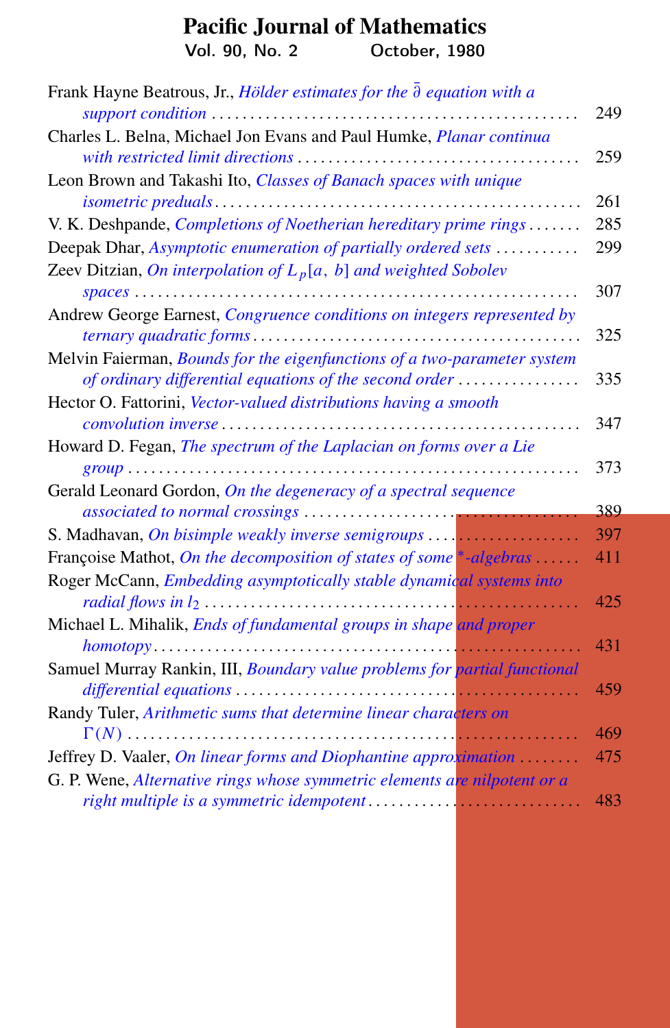# Pacific Journal of Mathematics

Vol. 90, No. 2 October, 1980

Frank Hayne Beatrous, Jr., *Hölder estimates for the $\bar{\partial}$ equation with a support condition* . . . . . 249

Charles L. Belna, Michael Jon Evans and Paul Humke, *Planar continua with restricted limit directions* . . . . . 259

Leon Brown and Takashi Ito, *Classes of Banach spaces with unique isometric preduals* . . . . . 261

V. K. Deshpande, *Completions of Noetherian hereditary prime rings* . . . . . 285

Deepak Dhar, *Asymptotic enumeration of partially ordered sets* . . . . . 299

Zeev Ditzian, *On interpolation of $L_p[a, b]$ and weighted Sobolev spaces* . . . . . 307

Andrew George Earnest, *Congruence conditions on integers represented by ternary quadratic forms* . . . . . 325

Melvin Faierman, *Bounds for the eigenfunctions of a two-parameter system of ordinary differential equations of the second order* . . . . . 335

Hector O. Fattorini, *Vector-valued distributions having a smooth convolution inverse* . . . . . 347

Howard D. Fegan, *The spectrum of the Laplacian on forms over a Lie group* . . . . . 373

Gerald Leonard Gordon, *On the degeneracy of a spectral sequence associated to normal crossings* . . . . . 389

S. Madhavan, *On bisimple weakly inverse semigroups* . . . . . 397

Françoise Mathot, *On the decomposition of states of some \*-algebras* . . . . . 411

Roger McCann, *Embedding asymptotically stable dynamical systems into radial flows in $l_2$* . . . . . 425

Michael L. Mihalik, *Ends of fundamental groups in shape and proper homotopy* . . . . . 431

Samuel Murray Rankin, III, *Boundary value problems for partial functional differential equations* . . . . . 459

Randy Tuler, *Arithmetic sums that determine linear characters on $\Gamma(N)$* . . . . . 469

Jeffrey D. Vaaler, *On linear forms and Diophantine approximation* . . . . . 475

G. P. Wene, *Alternative rings whose symmetric elements are nilpotent or a right multiple is a symmetric idempotent* . . . . . 483